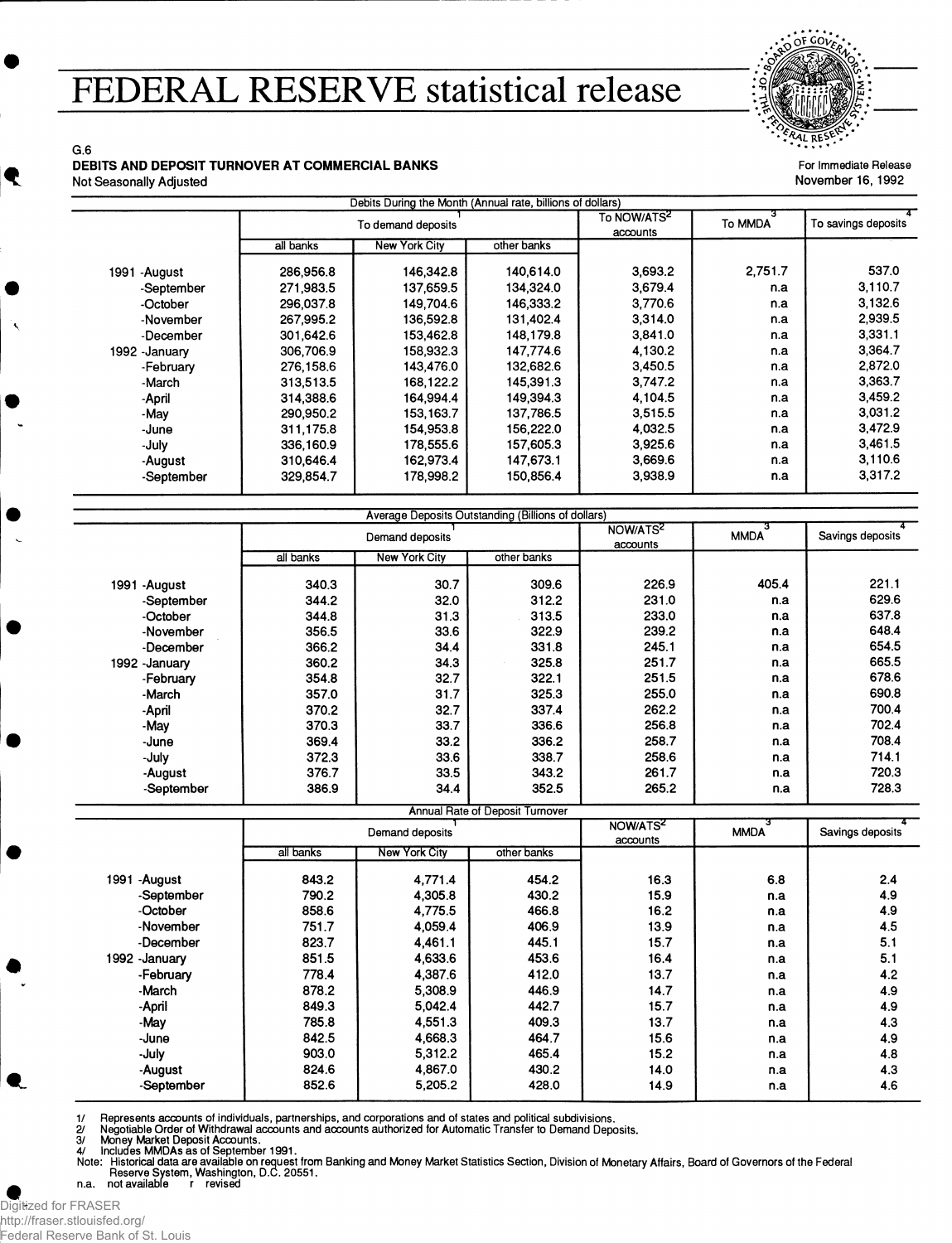# FEDERAL RESERVE statistical release

G.6

**DEBITS AND DEPOSIT TURNOVER AT COMMERCIAL BANKS**

Not Seasonally Adjusted

For Immediate Release
November 16, 1992

| | Debits During the Month (Annual rate, billions of dollars) | | | | | |
|---|---|---|---|---|---|---|
| | To demand deposits[1] | | | To NOW/ATS[2] accounts | To MMDA[3] | To savings deposits[4] |
| | all banks | New York City | other banks | | | |
| 1991 -August | 286,956.8 | 146,342.8 | 140,614.0 | 3,693.2 | 2,751.7 | 537.0 |
| -September | 271,983.5 | 137,659.5 | 134,324.0 | 3,679.4 | n.a | 3,110.7 |
| -October | 296,037.8 | 149,704.6 | 146,333.2 | 3,770.6 | n.a | 3,132.6 |
| -November | 267,995.2 | 136,592.8 | 131,402.4 | 3,314.0 | n.a | 2,939.5 |
| -December | 301,642.6 | 153,462.8 | 148,179.8 | 3,841.0 | n.a | 3,331.1 |
| 1992 -January | 306,706.9 | 158,932.3 | 147,774.6 | 4,130.2 | n.a | 3,364.7 |
| -February | 276,158.6 | 143,476.0 | 132,682.6 | 3,450.5 | n.a | 2,872.0 |
| -March | 313,513.5 | 168,122.2 | 145,391.3 | 3,747.2 | n.a | 3,363.7 |
| -April | 314,388.6 | 164,994.4 | 149,394.3 | 4,104.5 | n.a | 3,459.2 |
| -May | 290,950.2 | 153,163.7 | 137,786.5 | 3,515.5 | n.a | 3,031.2 |
| -June | 311,175.8 | 154,953.8 | 156,222.0 | 4,032.5 | n.a | 3,472.9 |
| -July | 336,160.9 | 178,555.6 | 157,605.3 | 3,925.6 | n.a | 3,461.5 |
| -August | 310,646.4 | 162,973.4 | 147,673.1 | 3,669.6 | n.a | 3,110.6 |
| -September | 329,854.7 | 178,998.2 | 150,856.4 | 3,938.9 | n.a | 3,317.2 |

| | Average Deposits Outstanding (Billions of dollars) | | | | | |
|---|---|---|---|---|---|---|
| | Demand deposits[1] | | | NOW/ATS[2] accounts | MMDA[3] | Savings deposits[4] |
| | all banks | New York City | other banks | | | |
| 1991 -August | 340.3 | 30.7 | 309.6 | 226.9 | 405.4 | 221.1 |
| -September | 344.2 | 32.0 | 312.2 | 231.0 | n.a | 629.6 |
| -October | 344.8 | 31.3 | 313.5 | 233.0 | n.a | 637.8 |
| -November | 356.5 | 33.6 | 322.9 | 239.2 | n.a | 648.4 |
| -December | 366.2 | 34.4 | 331.8 | 245.1 | n.a | 654.5 |
| 1992 -January | 360.2 | 34.3 | 325.8 | 251.7 | n.a | 665.5 |
| -February | 354.8 | 32.7 | 322.1 | 251.5 | n.a | 678.6 |
| -March | 357.0 | 31.7 | 325.3 | 255.0 | n.a | 690.8 |
| -April | 370.2 | 32.7 | 337.4 | 262.2 | n.a | 700.4 |
| -May | 370.3 | 33.7 | 336.6 | 256.8 | n.a | 702.4 |
| -June | 369.4 | 33.2 | 336.2 | 258.7 | n.a | 708.4 |
| -July | 372.3 | 33.6 | 338.7 | 258.6 | n.a | 714.1 |
| -August | 376.7 | 33.5 | 343.2 | 261.7 | n.a | 720.3 |
| -September | 386.9 | 34.4 | 352.5 | 265.2 | n.a | 728.3 |

| | Annual Rate of Deposit Turnover | | | | | |
|---|---|---|---|---|---|---|
| | Demand deposits[1] | | | NOW/ATS[2] accounts | MMDA[3] | Savings deposits[4] |
| | all banks | New York City | other banks | | | |
| 1991 -August | 843.2 | 4,771.4 | 454.2 | 16.3 | 6.8 | 2.4 |
| -September | 790.2 | 4,305.8 | 430.2 | 15.9 | n.a | 4.9 |
| -October | 858.6 | 4,775.5 | 466.8 | 16.2 | n.a | 4.9 |
| -November | 751.7 | 4,059.4 | 406.9 | 13.9 | n.a | 4.5 |
| -December | 823.7 | 4,461.1 | 445.1 | 15.7 | n.a | 5.1 |
| 1992 -January | 851.5 | 4,633.6 | 453.6 | 16.4 | n.a | 5.1 |
| -February | 778.4 | 4,387.6 | 412.0 | 13.7 | n.a | 4.2 |
| -March | 878.2 | 5,308.9 | 446.9 | 14.7 | n.a | 4.9 |
| -April | 849.3 | 5,042.4 | 442.7 | 15.7 | n.a | 4.9 |
| -May | 785.8 | 4,551.3 | 409.3 | 13.7 | n.a | 4.3 |
| -June | 842.5 | 4,668.3 | 464.7 | 15.6 | n.a | 4.9 |
| -July | 903.0 | 5,312.2 | 465.4 | 15.2 | n.a | 4.8 |
| -August | 824.6 | 4,867.0 | 430.2 | 14.0 | n.a | 4.3 |
| -September | 852.6 | 5,205.2 | 428.0 | 14.9 | n.a | 4.6 |

1/ Represents accounts of individuals, partnerships, and corporations and of states and political subdivisions.
2/ Negotiable Order of Withdrawal accounts and accounts authorized for Automatic Transfer to Demand Deposits.
3/ Money Market Deposit Accounts.
4/ Includes MMDAs as of September 1991.
Note: Historical data are available on request from Banking and Money Market Statistics Section, Division of Monetary Affairs, Board of Governors of the Federal Reserve System, Washington, D.C. 20551.
n.a. not available r revised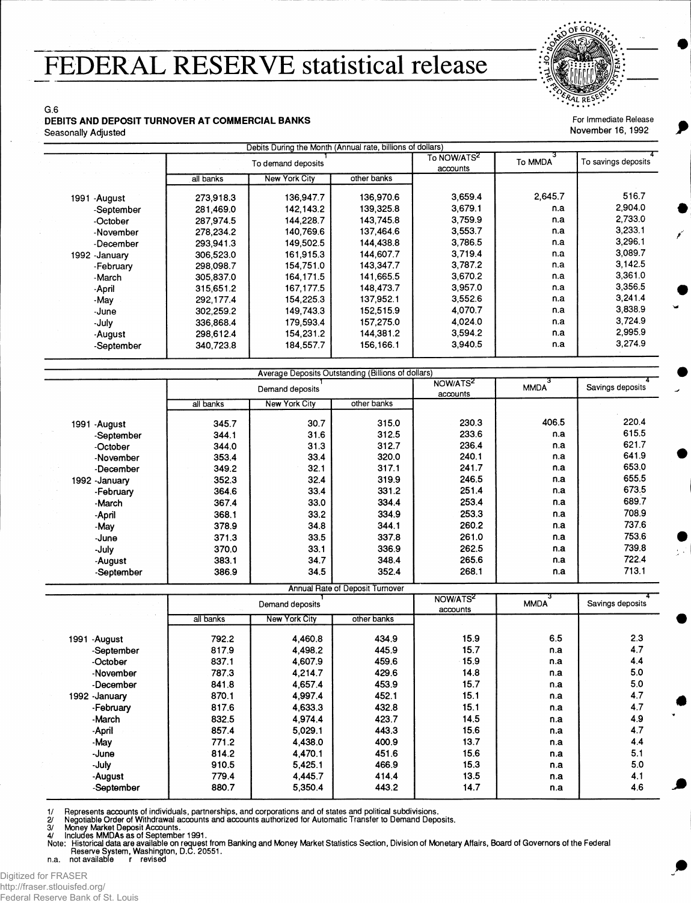# FEDERAL RESERVE statistical release

G.6

**DEBITS AND DEPOSIT TURNOVER AT COMMERCIAL BANKS**

Seasonally Adjusted

For Immediate Release
November 16, 1992

| Debits During the Month (Annual rate, billions of dollars) | To demand deposits[1] | | | To NOW/ATS[2] accounts | To MMDA[3] | To savings deposits[4] |
|---|---|---|---|---|---|---|
| | all banks | New York City | other banks | | | |
| 1991 -August | 273,918.3 | 136,947.7 | 136,970.6 | 3,659.4 | 2,645.7 | 516.7 |
| -September | 281,469.0 | 142,143.2 | 139,325.8 | 3,679.1 | n.a | 2,904.0 |
| -October | 287,974.5 | 144,228.7 | 143,745.8 | 3,759.9 | n.a | 2,733.0 |
| -November | 278,234.2 | 140,769.6 | 137,464.6 | 3,553.7 | n.a | 3,233.1 |
| -December | 293,941.3 | 149,502.5 | 144,438.8 | 3,786.5 | n.a | 3,296.1 |
| 1992 -January | 306,523.0 | 161,915.3 | 144,607.7 | 3,719.4 | n.a | 3,089.7 |
| -February | 298,098.7 | 154,751.0 | 143,347.7 | 3,787.2 | n.a | 3,142.5 |
| -March | 305,837.0 | 164,171.5 | 141,665.5 | 3,670.2 | n.a | 3,361.0 |
| -April | 315,651.2 | 167,177.5 | 148,473.7 | 3,957.0 | n.a | 3,356.5 |
| -May | 292,177.4 | 154,225.3 | 137,952.1 | 3,552.6 | n.a | 3,241.4 |
| -June | 302,259.2 | 149,743.3 | 152,515.9 | 4,070.7 | n.a | 3,838.9 |
| -July | 336,868.4 | 179,593.4 | 157,275.0 | 4,024.0 | n.a | 3,724.9 |
| -August | 298,612.4 | 154,231.2 | 144,381.2 | 3,594.2 | n.a | 2,995.9 |
| -September | 340,723.8 | 184,557.7 | 156,166.1 | 3,940.5 | n.a | 3,274.9 |

| Average Deposits Outstanding (Billions of dollars) | Demand deposits[1] | | | NOW/ATS[2] accounts | MMDA[3] | Savings deposits[4] |
|---|---|---|---|---|---|---|
| | all banks | New York City | other banks | | | |
| 1991 -August | 345.7 | 30.7 | 315.0 | 230.3 | 406.5 | 220.4 |
| -September | 344.1 | 31.6 | 312.5 | 233.6 | n.a | 615.5 |
| -October | 344.0 | 31.3 | 312.7 | 236.4 | n.a | 621.7 |
| -November | 353.4 | 33.4 | 320.0 | 240.1 | n.a | 641.9 |
| -December | 349.2 | 32.1 | 317.1 | 241.7 | n.a | 653.0 |
| 1992 -January | 352.3 | 32.4 | 319.9 | 246.5 | n.a | 655.5 |
| -February | 364.6 | 33.4 | 331.2 | 251.4 | n.a | 673.5 |
| -March | 367.4 | 33.0 | 334.4 | 253.4 | n.a | 689.7 |
| -April | 368.1 | 33.2 | 334.9 | 253.3 | n.a | 708.9 |
| -May | 378.9 | 34.8 | 344.1 | 260.2 | n.a | 737.6 |
| -June | 371.3 | 33.5 | 337.8 | 261.0 | n.a | 753.6 |
| -July | 370.0 | 33.1 | 336.9 | 262.5 | n.a | 739.8 |
| -August | 383.1 | 34.7 | 348.4 | 265.6 | n.a | 722.4 |
| -September | 386.9 | 34.5 | 352.4 | 268.1 | n.a | 713.1 |

| Annual Rate of Deposit Turnover | Demand deposits[1] | | | NOW/ATS[2] accounts | MMDA[3] | Savings deposits[4] |
|---|---|---|---|---|---|---|
| | all banks | New York City | other banks | | | |
| 1991 -August | 792.2 | 4,460.8 | 434.9 | 15.9 | 6.5 | 2.3 |
| -September | 817.9 | 4,498.2 | 445.9 | 15.7 | n.a | 4.7 |
| -October | 837.1 | 4,607.9 | 459.6 | 15.9 | n.a | 4.4 |
| -November | 787.3 | 4,214.7 | 429.6 | 14.8 | n.a | 5.0 |
| -December | 841.8 | 4,657.4 | 453.9 | 15.7 | n.a | 5.0 |
| 1992 -January | 870.1 | 4,997.4 | 452.1 | 15.1 | n.a | 4.7 |
| -February | 817.6 | 4,633.3 | 432.8 | 15.1 | n.a | 4.7 |
| -March | 832.5 | 4,974.4 | 423.7 | 14.5 | n.a | 4.9 |
| -April | 857.4 | 5,029.1 | 443.3 | 15.6 | n.a | 4.7 |
| -May | 771.2 | 4,438.0 | 400.9 | 13.7 | n.a | 4.4 |
| -June | 814.2 | 4,470.1 | 451.6 | 15.6 | n.a | 5.1 |
| -July | 910.5 | 5,425.1 | 466.9 | 15.3 | n.a | 5.0 |
| -August | 779.4 | 4,445.7 | 414.4 | 13.5 | n.a | 4.1 |
| -September | 880.7 | 5,350.4 | 443.2 | 14.7 | n.a | 4.6 |

1/ Represents accounts of individuals, partnerships, and corporations and of states and political subdivisions.
2/ Negotiable Order of Withdrawal accounts and accounts authorized for Automatic Transfer to Demand Deposits.
3/ Money Market Deposit Accounts.
4/ Includes MMDAs as of September 1991.
Note: Historical data are available on request from Banking and Money Market Statistics Section, Division of Monetary Affairs, Board of Governors of the Federal Reserve System, Washington, D.C. 20551.
n.a. not available r revised